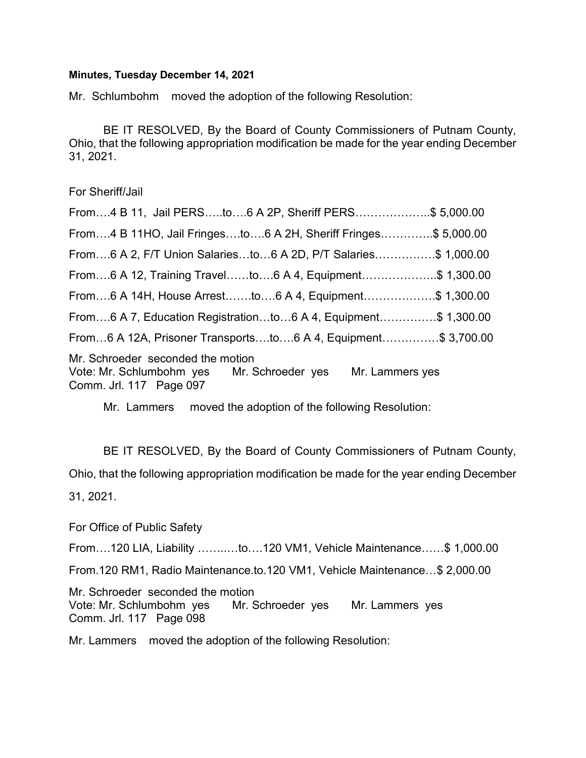**Minutes, Tuesday December 14, 2021**

Mr. Schlumbohm moved the adoption of the following Resolution:

BE IT RESOLVED, By the Board of County Commissioners of Putnam County, Ohio, that the following appropriation modification be made for the year ending December 31, 2021.

For Sheriff/Jail

From….4 B 11, Jail PERS…..to….6 A 2P, Sheriff PERS………………..$ 5,000.00

From….4 B 11HO, Jail Fringes….to….6 A 2H, Sheriff Fringes…………..$ 5,000.00

From….6 A 2, F/T Union Salaries…to…6 A 2D, P/T Salaries……………$ 1,000.00

From….6 A 12, Training Travel……to….6 A 4, Equipment………………..$ 1,300.00

From….6 A 14H, House Arrest…….to….6 A 4, Equipment………………$ 1,300.00

From….6 A 7, Education Registration…to…6 A 4, Equipment……………$ 1,300.00

From…6 A 12A, Prisoner Transports….to….6 A 4, Equipment……………$ 3,700.00

Mr. Schroeder seconded the motion
Vote: Mr. Schlumbohm yes Mr. Schroeder yes Mr. Lammers yes
Comm. Jrl. 117 Page 097

Mr. Lammers moved the adoption of the following Resolution:

BE IT RESOLVED, By the Board of County Commissioners of Putnam County, Ohio, that the following appropriation modification be made for the year ending December 31, 2021.

For Office of Public Safety

From….120 LIA, Liability ……..…to….120 VM1, Vehicle Maintenance……$ 1,000.00

From.120 RM1, Radio Maintenance.to.120 VM1, Vehicle Maintenance…$ 2,000.00

Mr. Schroeder seconded the motion
Vote: Mr. Schlumbohm yes Mr. Schroeder yes Mr. Lammers yes
Comm. Jrl. 117 Page 098

Mr. Lammers moved the adoption of the following Resolution: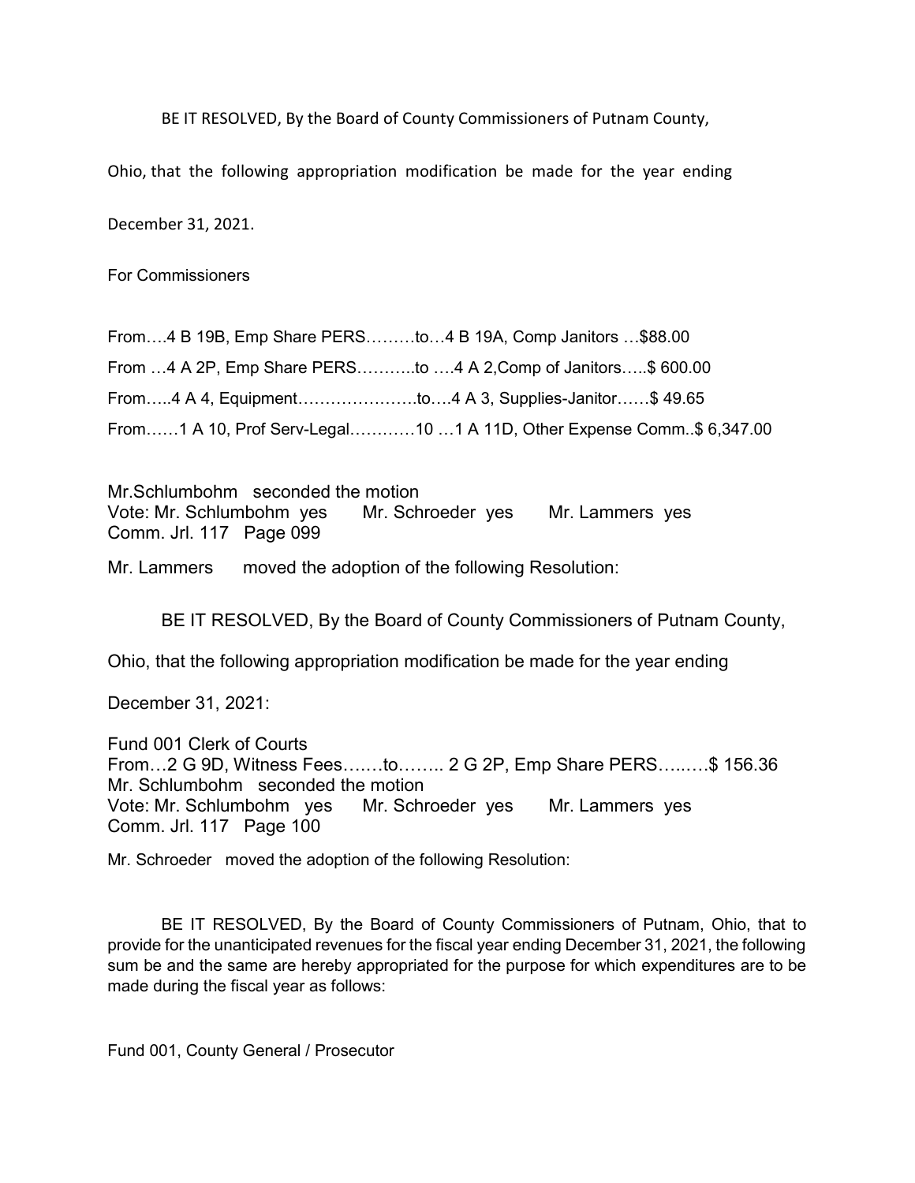BE IT RESOLVED, By the Board of County Commissioners of Putnam County, Ohio, that the following appropriation modification be made for the year ending December 31, 2021.

For Commissioners

From….4 B 19B, Emp Share PERS………to…4 B 19A, Comp Janitors …$88.00

From …4 A 2P, Emp Share PERS………..to ….4 A 2,Comp of Janitors…..$ 600.00

From…..4 A 4, Equipment………………….to….4 A 3, Supplies-Janitor……$ 49.65

From……1 A 10, Prof Serv-Legal…………10 …1 A 11D, Other Expense Comm..$ 6,347.00

Mr.Schlumbohm seconded the motion
Vote: Mr. Schlumbohm yes Mr. Schroeder yes Mr. Lammers yes
Comm. Jrl. 117 Page 099

Mr. Lammers moved the adoption of the following Resolution:

BE IT RESOLVED, By the Board of County Commissioners of Putnam County, Ohio, that the following appropriation modification be made for the year ending December 31, 2021:

Fund 001 Clerk of Courts
From…2 G 9D, Witness Fees…….to…….. 2 G 2P, Emp Share PERS……..$ 156.36
Mr. Schlumbohm seconded the motion
Vote: Mr. Schlumbohm yes Mr. Schroeder yes Mr. Lammers yes
Comm. Jrl. 117 Page 100

Mr. Schroeder moved the adoption of the following Resolution:

BE IT RESOLVED, By the Board of County Commissioners of Putnam, Ohio, that to provide for the unanticipated revenues for the fiscal year ending December 31, 2021, the following sum be and the same are hereby appropriated for the purpose for which expenditures are to be made during the fiscal year as follows:

Fund 001, County General / Prosecutor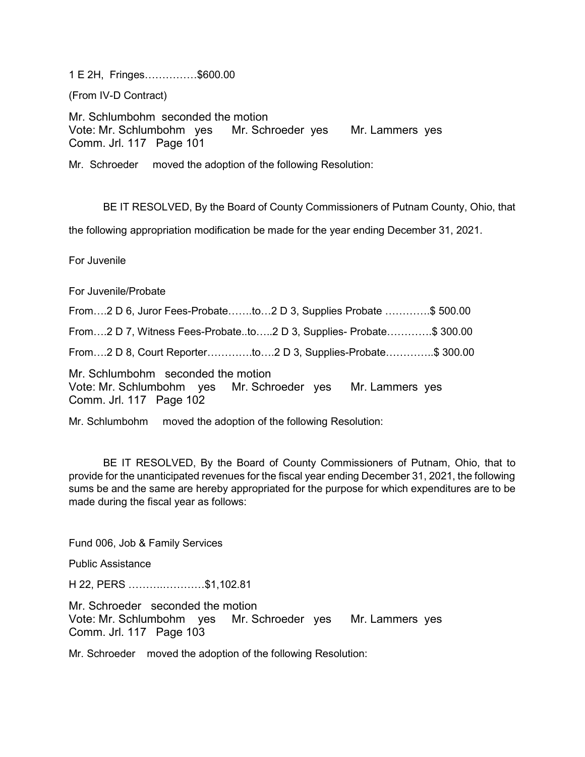1 E 2H, Fringes……………$600.00

(From IV-D Contract)

Mr. Schlumbohm seconded the motion
Vote: Mr. Schlumbohm yes Mr. Schroeder yes Mr. Lammers yes
Comm. Jrl. 117 Page 101

Mr. Schroeder moved the adoption of the following Resolution:

BE IT RESOLVED, By the Board of County Commissioners of Putnam County, Ohio, that the following appropriation modification be made for the year ending December 31, 2021.

For Juvenile

For Juvenile/Probate

From….2 D 6, Juror Fees-Probate…….to…2 D 3, Supplies Probate ………….$ 500.00

From….2 D 7, Witness Fees-Probate..to…..2 D 3, Supplies- Probate………….$ 300.00

From….2 D 8, Court Reporter………….to….2 D 3, Supplies-Probate…………..$ 300.00

Mr. Schlumbohm seconded the motion
Vote: Mr. Schlumbohm yes Mr. Schroeder yes Mr. Lammers yes
Comm. Jrl. 117 Page 102

Mr. Schlumbohm moved the adoption of the following Resolution:

BE IT RESOLVED, By the Board of County Commissioners of Putnam, Ohio, that to provide for the unanticipated revenues for the fiscal year ending December 31, 2021, the following sums be and the same are hereby appropriated for the purpose for which expenditures are to be made during the fiscal year as follows:

Fund 006, Job & Family Services

Public Assistance

H 22, PERS ………..…………$1,102.81

Mr. Schroeder seconded the motion
Vote: Mr. Schlumbohm yes Mr. Schroeder yes Mr. Lammers yes
Comm. Jrl. 117 Page 103

Mr. Schroeder moved the adoption of the following Resolution: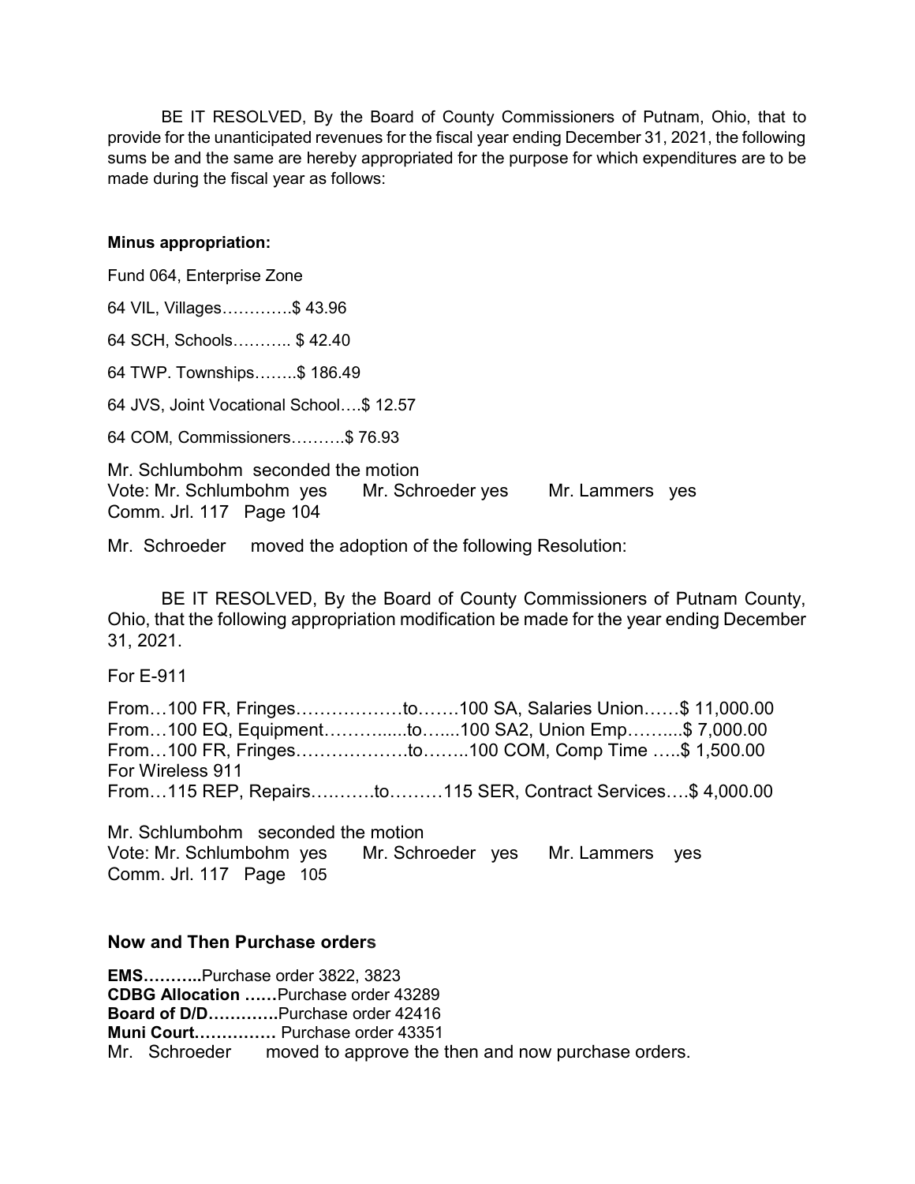BE IT RESOLVED, By the Board of County Commissioners of Putnam, Ohio, that to provide for the unanticipated revenues for the fiscal year ending December 31, 2021, the following sums be and the same are hereby appropriated for the purpose for which expenditures are to be made during the fiscal year as follows:

**Minus appropriation:**

Fund 064, Enterprise Zone

64 VIL, Villages…………$ 43.96

64 SCH, Schools……….. $ 42.40

64 TWP. Townships……..$ 186.49

64 JVS, Joint Vocational School….$ 12.57

64 COM, Commissioners……….$ 76.93

Mr. Schlumbohm seconded the motion
Vote: Mr. Schlumbohm yes Mr. Schroeder yes Mr. Lammers yes
Comm. Jrl. 117 Page 104

Mr. Schroeder moved the adoption of the following Resolution:

BE IT RESOLVED, By the Board of County Commissioners of Putnam County, Ohio, that the following appropriation modification be made for the year ending December 31, 2021.

For E-911

From…100 FR, Fringes………………to…….100 SA, Salaries Union……$ 11,000.00
From…100 EQ, Equipment………......to…....100 SA2, Union Emp……....$ 7,000.00
From…100 FR, Fringes……………….to……..100 COM, Comp Time …..$ 1,500.00
For Wireless 911
From…115 REP, Repairs….…….to………115 SER, Contract Services….$ 4,000.00

Mr. Schlumbohm seconded the motion
Vote: Mr. Schlumbohm yes Mr. Schroeder yes Mr. Lammers yes
Comm. Jrl. 117 Page 105

**Now and Then Purchase orders**

**EMS………..**Purchase order 3822, 3823
**CDBG Allocation ……**Purchase order 43289
**Board of D/D…………**Purchase order 42416
**Muni Court……………** Purchase order 43351
Mr. Schroeder moved to approve the then and now purchase orders.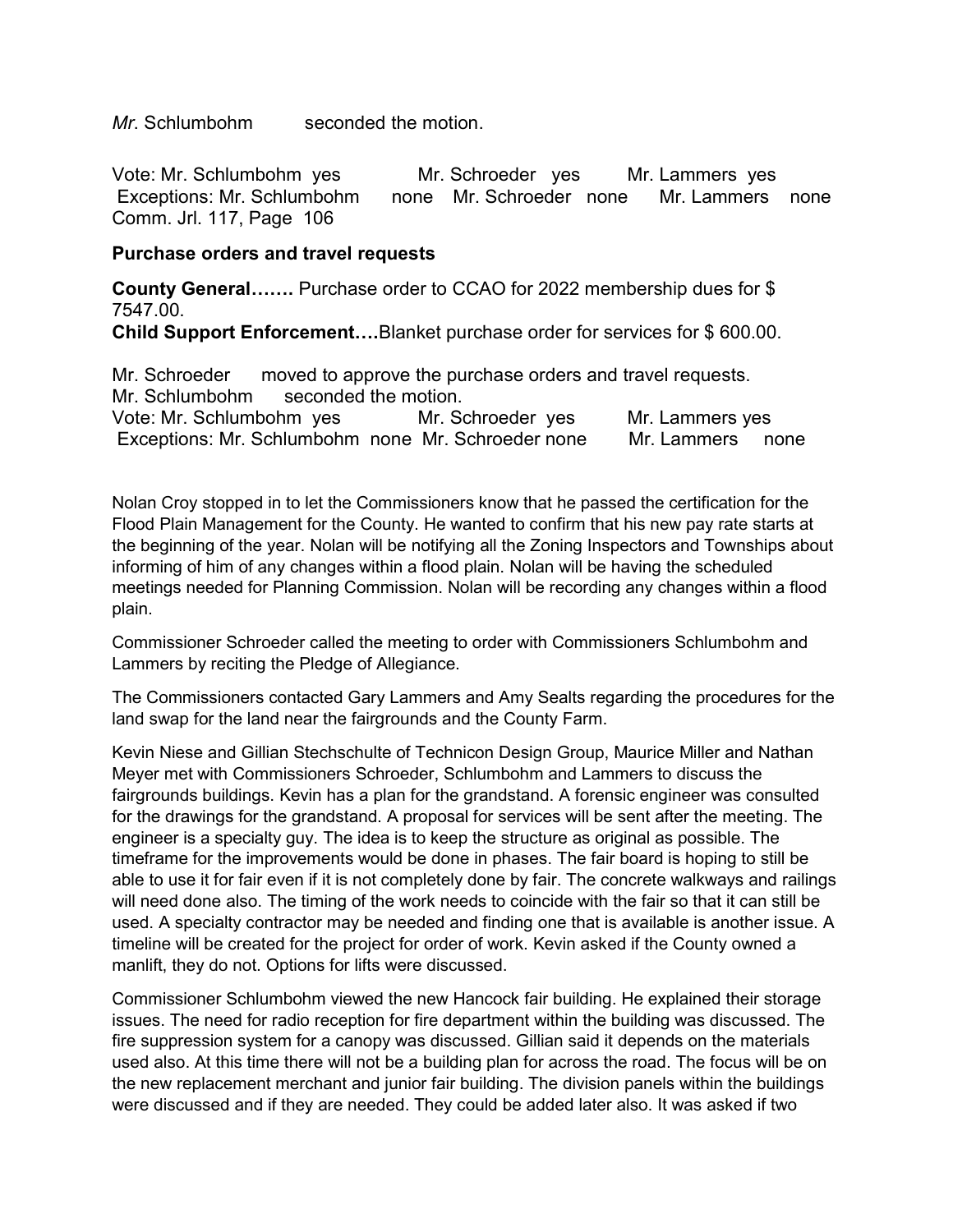*Mr*. Schlumbohm seconded the motion.

Vote: Mr. Schlumbohm yes Mr. Schroeder yes Mr. Lammers yes
Exceptions: Mr. Schlumbohm none Mr. Schroeder none Mr. Lammers none
Comm. Jrl. 117, Page 106

**Purchase orders and travel requests**

**County General…….** Purchase order to CCAO for 2022 membership dues for $ 7547.00.
**Child Support Enforcement….**Blanket purchase order for services for $ 600.00.

Mr. Schroeder moved to approve the purchase orders and travel requests.
Mr. Schlumbohm seconded the motion.
Vote: Mr. Schlumbohm yes Mr. Schroeder yes Mr. Lammers yes
Exceptions: Mr. Schlumbohm none Mr. Schroeder none Mr. Lammers none

Nolan Croy stopped in to let the Commissioners know that he passed the certification for the Flood Plain Management for the County. He wanted to confirm that his new pay rate starts at the beginning of the year. Nolan will be notifying all the Zoning Inspectors and Townships about informing of him of any changes within a flood plain. Nolan will be having the scheduled meetings needed for Planning Commission. Nolan will be recording any changes within a flood plain.

Commissioner Schroeder called the meeting to order with Commissioners Schlumbohm and Lammers by reciting the Pledge of Allegiance.

The Commissioners contacted Gary Lammers and Amy Sealts regarding the procedures for the land swap for the land near the fairgrounds and the County Farm.

Kevin Niese and Gillian Stechschulte of Technicon Design Group, Maurice Miller and Nathan Meyer met with Commissioners Schroeder, Schlumbohm and Lammers to discuss the fairgrounds buildings. Kevin has a plan for the grandstand. A forensic engineer was consulted for the drawings for the grandstand. A proposal for services will be sent after the meeting. The engineer is a specialty guy. The idea is to keep the structure as original as possible. The timeframe for the improvements would be done in phases. The fair board is hoping to still be able to use it for fair even if it is not completely done by fair. The concrete walkways and railings will need done also. The timing of the work needs to coincide with the fair so that it can still be used. A specialty contractor may be needed and finding one that is available is another issue. A timeline will be created for the project for order of work. Kevin asked if the County owned a manlift, they do not. Options for lifts were discussed.

Commissioner Schlumbohm viewed the new Hancock fair building. He explained their storage issues. The need for radio reception for fire department within the building was discussed. The fire suppression system for a canopy was discussed. Gillian said it depends on the materials used also. At this time there will not be a building plan for across the road. The focus will be on the new replacement merchant and junior fair building. The division panels within the buildings were discussed and if they are needed. They could be added later also. It was asked if two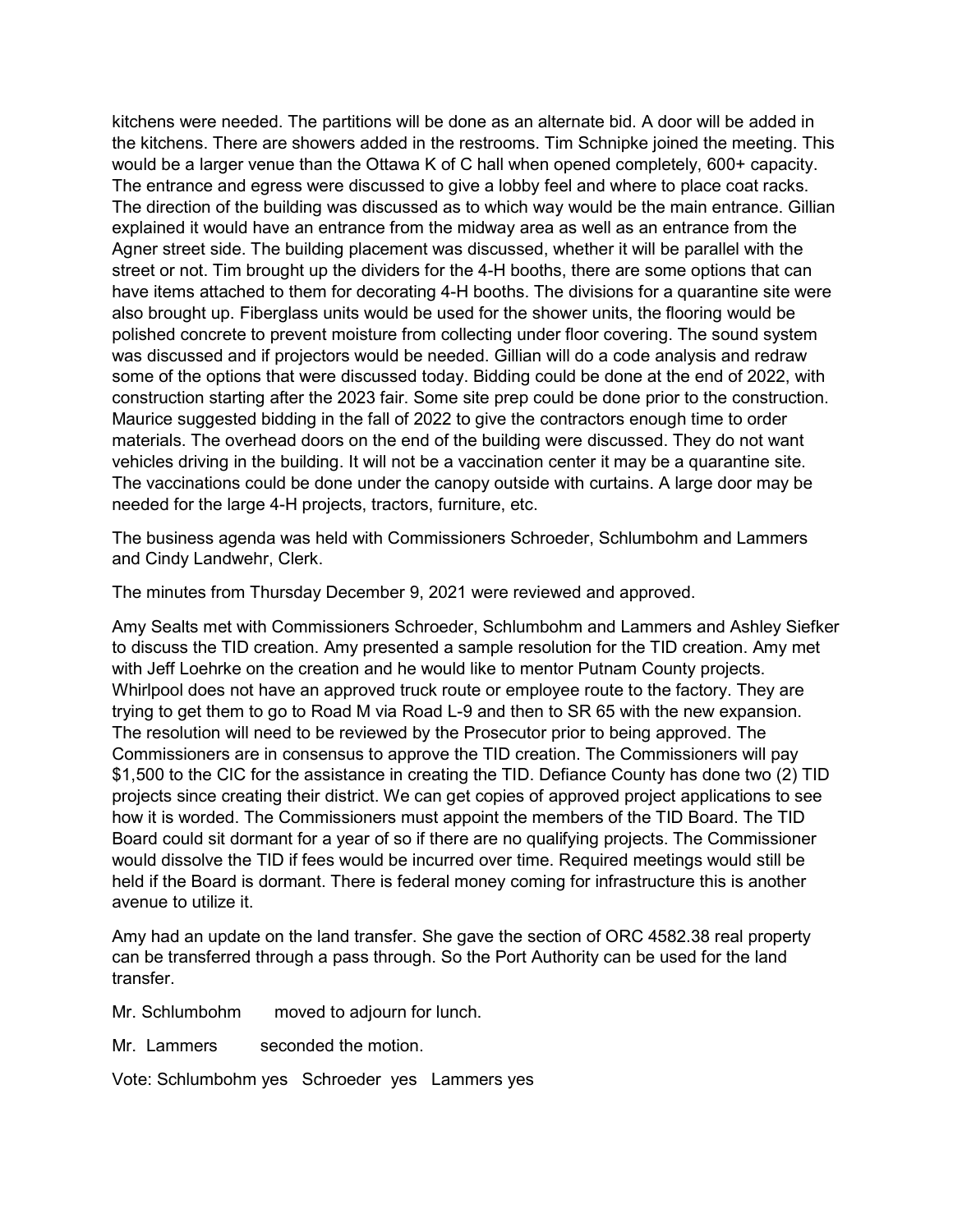kitchens were needed. The partitions will be done as an alternate bid. A door will be added in the kitchens. There are showers added in the restrooms. Tim Schnipke joined the meeting. This would be a larger venue than the Ottawa K of C hall when opened completely, 600+ capacity. The entrance and egress were discussed to give a lobby feel and where to place coat racks. The direction of the building was discussed as to which way would be the main entrance. Gillian explained it would have an entrance from the midway area as well as an entrance from the Agner street side. The building placement was discussed, whether it will be parallel with the street or not. Tim brought up the dividers for the 4-H booths, there are some options that can have items attached to them for decorating 4-H booths. The divisions for a quarantine site were also brought up. Fiberglass units would be used for the shower units, the flooring would be polished concrete to prevent moisture from collecting under floor covering. The sound system was discussed and if projectors would be needed. Gillian will do a code analysis and redraw some of the options that were discussed today. Bidding could be done at the end of 2022, with construction starting after the 2023 fair. Some site prep could be done prior to the construction. Maurice suggested bidding in the fall of 2022 to give the contractors enough time to order materials. The overhead doors on the end of the building were discussed. They do not want vehicles driving in the building. It will not be a vaccination center it may be a quarantine site. The vaccinations could be done under the canopy outside with curtains. A large door may be needed for the large 4-H projects, tractors, furniture, etc.

The business agenda was held with Commissioners Schroeder, Schlumbohm and Lammers and Cindy Landwehr, Clerk.

The minutes from Thursday December 9, 2021 were reviewed and approved.

Amy Sealts met with Commissioners Schroeder, Schlumbohm and Lammers and Ashley Siefker to discuss the TID creation. Amy presented a sample resolution for the TID creation. Amy met with Jeff Loehrke on the creation and he would like to mentor Putnam County projects. Whirlpool does not have an approved truck route or employee route to the factory. They are trying to get them to go to Road M via Road L-9 and then to SR 65 with the new expansion. The resolution will need to be reviewed by the Prosecutor prior to being approved. The Commissioners are in consensus to approve the TID creation. The Commissioners will pay $1,500 to the CIC for the assistance in creating the TID. Defiance County has done two (2) TID projects since creating their district. We can get copies of approved project applications to see how it is worded. The Commissioners must appoint the members of the TID Board. The TID Board could sit dormant for a year of so if there are no qualifying projects. The Commissioner would dissolve the TID if fees would be incurred over time. Required meetings would still be held if the Board is dormant. There is federal money coming for infrastructure this is another avenue to utilize it.

Amy had an update on the land transfer. She gave the section of ORC 4582.38 real property can be transferred through a pass through. So the Port Authority can be used for the land transfer.

Mr. Schlumbohm moved to adjourn for lunch.

Mr. Lammers seconded the motion.

Vote: Schlumbohm yes Schroeder yes Lammers yes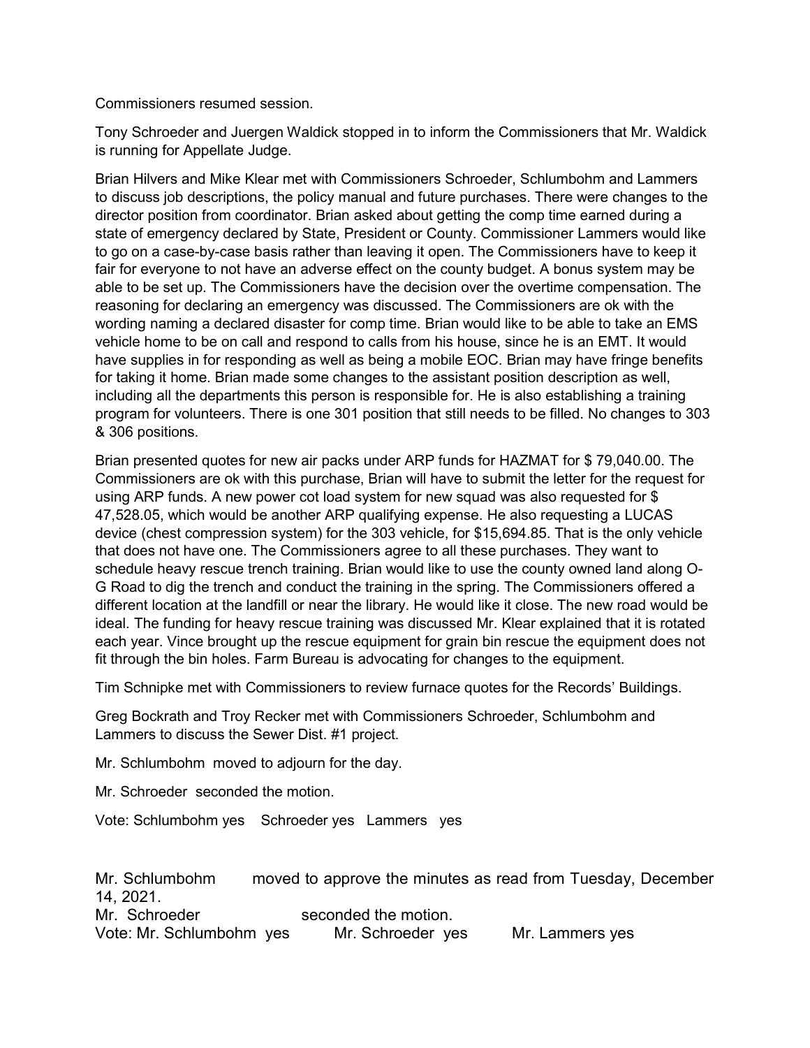Commissioners resumed session.

Tony Schroeder and Juergen Waldick stopped in to inform the Commissioners that Mr. Waldick is running for Appellate Judge.

Brian Hilvers and Mike Klear met with Commissioners Schroeder, Schlumbohm and Lammers to discuss job descriptions, the policy manual and future purchases. There were changes to the director position from coordinator. Brian asked about getting the comp time earned during a state of emergency declared by State, President or County. Commissioner Lammers would like to go on a case-by-case basis rather than leaving it open. The Commissioners have to keep it fair for everyone to not have an adverse effect on the county budget. A bonus system may be able to be set up. The Commissioners have the decision over the overtime compensation. The reasoning for declaring an emergency was discussed. The Commissioners are ok with the wording naming a declared disaster for comp time. Brian would like to be able to take an EMS vehicle home to be on call and respond to calls from his house, since he is an EMT. It would have supplies in for responding as well as being a mobile EOC. Brian may have fringe benefits for taking it home. Brian made some changes to the assistant position description as well, including all the departments this person is responsible for. He is also establishing a training program for volunteers. There is one 301 position that still needs to be filled. No changes to 303 & 306 positions.

Brian presented quotes for new air packs under ARP funds for HAZMAT for $ 79,040.00. The Commissioners are ok with this purchase, Brian will have to submit the letter for the request for using ARP funds. A new power cot load system for new squad was also requested for $ 47,528.05, which would be another ARP qualifying expense. He also requesting a LUCAS device (chest compression system) for the 303 vehicle, for $15,694.85. That is the only vehicle that does not have one. The Commissioners agree to all these purchases. They want to schedule heavy rescue trench training. Brian would like to use the county owned land along O-G Road to dig the trench and conduct the training in the spring. The Commissioners offered a different location at the landfill or near the library. He would like it close. The new road would be ideal. The funding for heavy rescue training was discussed Mr. Klear explained that it is rotated each year. Vince brought up the rescue equipment for grain bin rescue the equipment does not fit through the bin holes. Farm Bureau is advocating for changes to the equipment.

Tim Schnipke met with Commissioners to review furnace quotes for the Records' Buildings.

Greg Bockrath and Troy Recker met with Commissioners Schroeder, Schlumbohm and Lammers to discuss the Sewer Dist. #1 project.

Mr. Schlumbohm moved to adjourn for the day.

Mr. Schroeder seconded the motion.

Vote: Schlumbohm yes Schroeder yes Lammers yes

Mr. Schlumbohm moved to approve the minutes as read from Tuesday, December 14, 2021.
Mr. Schroeder seconded the motion.
Vote: Mr. Schlumbohm yes Mr. Schroeder yes Mr. Lammers yes